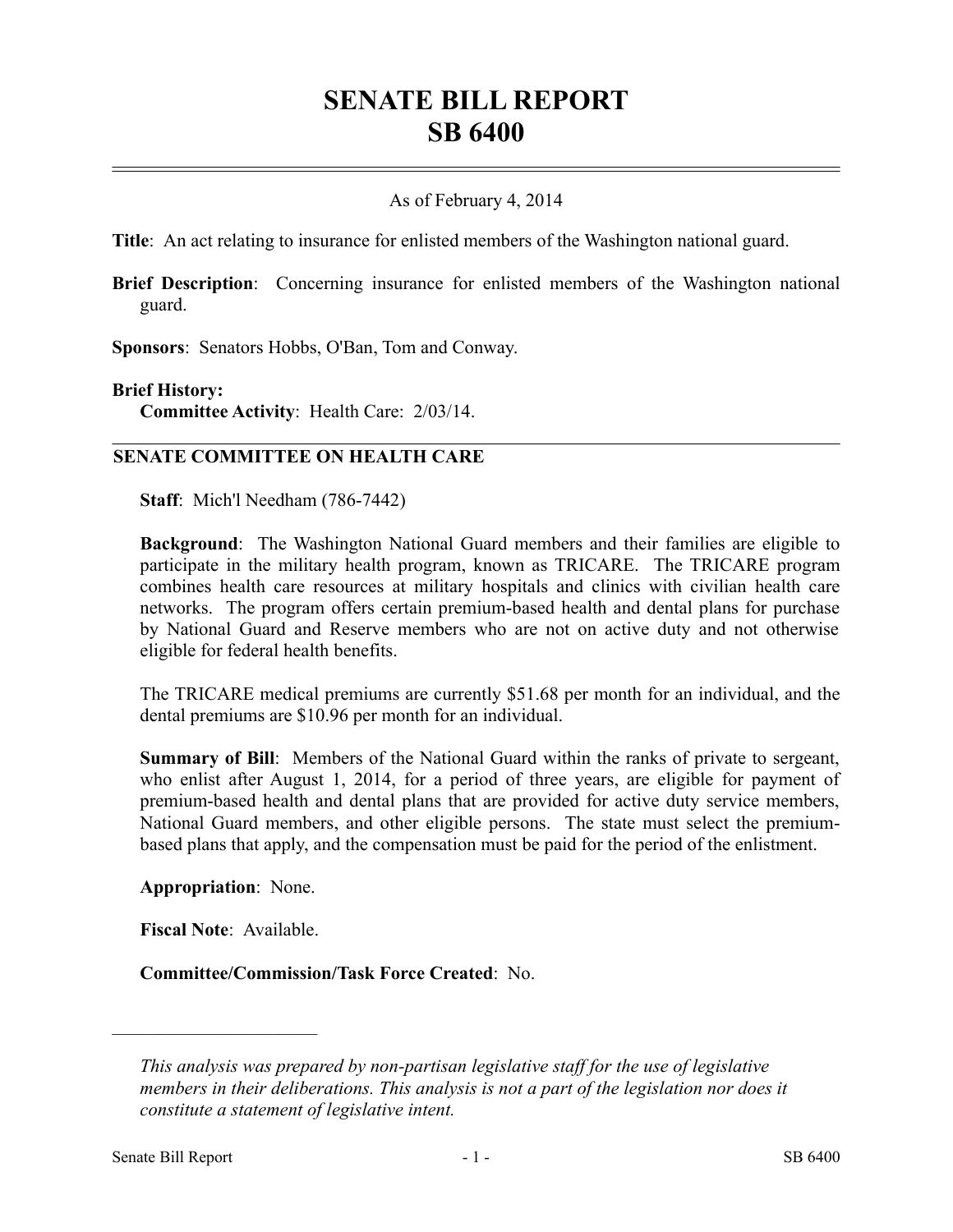# SENATE BILL REPORT
# SB 6400

As of February 4, 2014

**Title**: An act relating to insurance for enlisted members of the Washington national guard.

**Brief Description**: Concerning insurance for enlisted members of the Washington national guard.

**Sponsors**: Senators Hobbs, O'Ban, Tom and Conway.

**Brief History:**

**Committee Activity**: Health Care: 2/03/14.

## SENATE COMMITTEE ON HEALTH CARE

**Staff**: Mich'l Needham (786-7442)

**Background**: The Washington National Guard members and their families are eligible to participate in the military health program, known as TRICARE. The TRICARE program combines health care resources at military hospitals and clinics with civilian health care networks. The program offers certain premium-based health and dental plans for purchase by National Guard and Reserve members who are not on active duty and not otherwise eligible for federal health benefits.

The TRICARE medical premiums are currently $51.68 per month for an individual, and the dental premiums are $10.96 per month for an individual.

**Summary of Bill**: Members of the National Guard within the ranks of private to sergeant, who enlist after August 1, 2014, for a period of three years, are eligible for payment of premium-based health and dental plans that are provided for active duty service members, National Guard members, and other eligible persons. The state must select the premium-based plans that apply, and the compensation must be paid for the period of the enlistment.

**Appropriation**: None.

**Fiscal Note**: Available.

**Committee/Commission/Task Force Created**: No.

---

*This analysis was prepared by non-partisan legislative staff for the use of legislative members in their deliberations. This analysis is not a part of the legislation nor does it constitute a statement of legislative intent.*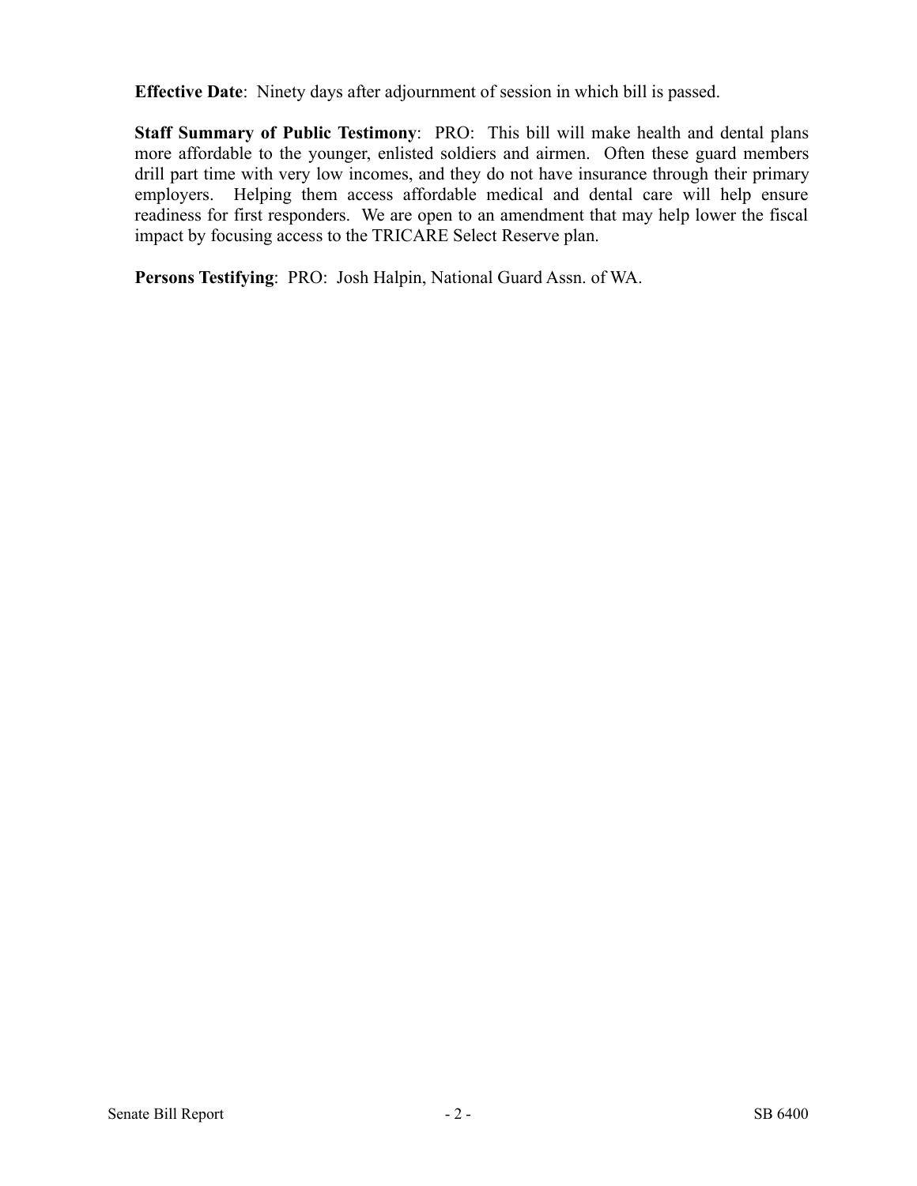**Effective Date**: Ninety days after adjournment of session in which bill is passed.

**Staff Summary of Public Testimony**: PRO: This bill will make health and dental plans more affordable to the younger, enlisted soldiers and airmen. Often these guard members drill part time with very low incomes, and they do not have insurance through their primary employers. Helping them access affordable medical and dental care will help ensure readiness for first responders. We are open to an amendment that may help lower the fiscal impact by focusing access to the TRICARE Select Reserve plan.

**Persons Testifying**: PRO: Josh Halpin, National Guard Assn. of WA.